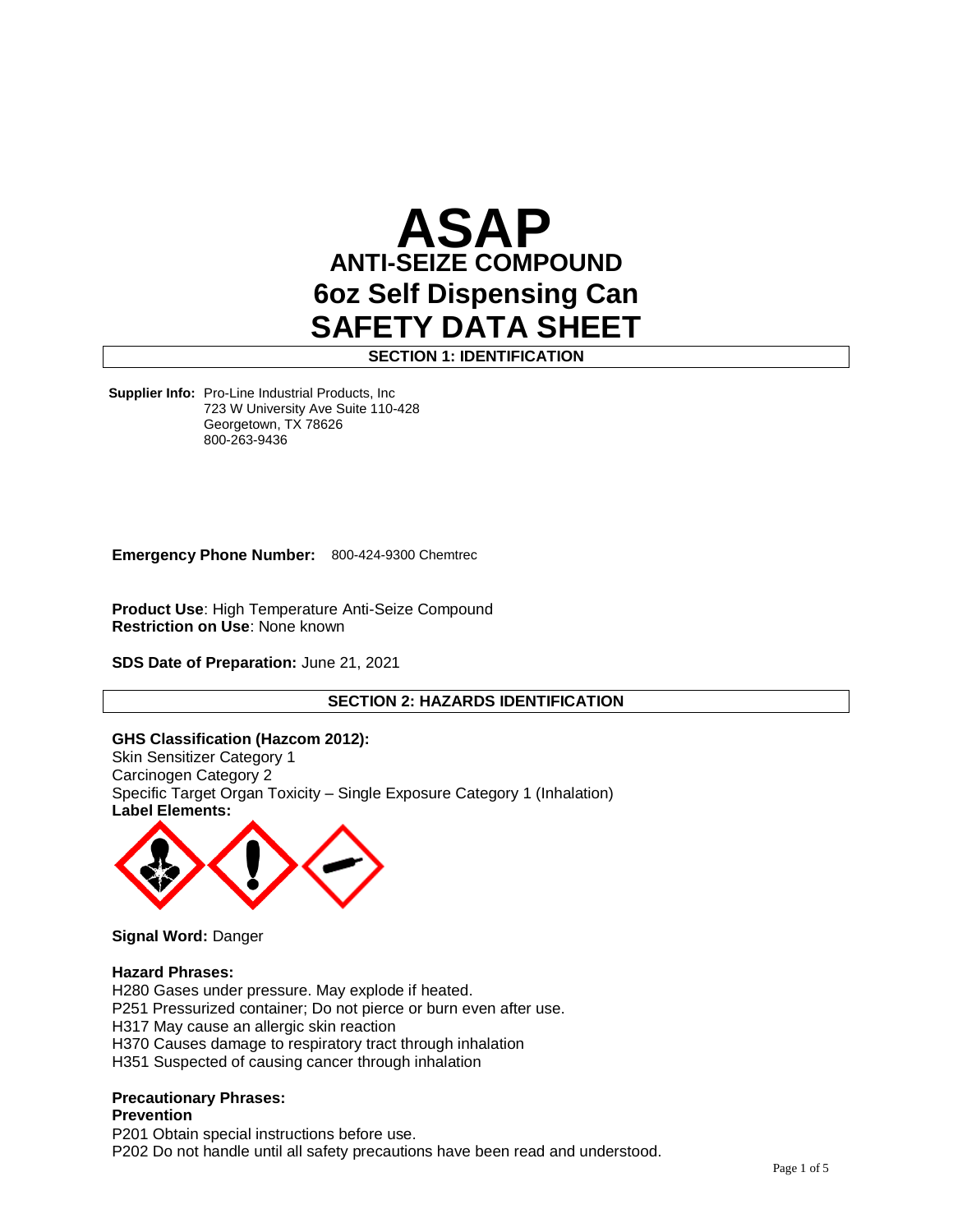# ASAP

## ANTI-SEIZE COMPOUND

## 6oz Self Dispensing Can

## SAFETY DATA SHEET

### SECTION 1: IDENTIFICATION

**Supplier Info:** Pro-Line Industrial Products, Inc
723 W University Ave Suite 110-428
Georgetown, TX 78626
800-263-9436

**Emergency Phone Number:** 800-424-9300 Chemtrec

**Product Use**: High Temperature Anti-Seize Compound
**Restriction on Use**: None known

**SDS Date of Preparation:** June 21, 2021

### SECTION 2: HAZARDS IDENTIFICATION

**GHS Classification (Hazcom 2012):**
Skin Sensitizer Category 1
Carcinogen Category 2
Specific Target Organ Toxicity – Single Exposure Category 1 (Inhalation)
**Label Elements:**

**Signal Word:** Danger

**Hazard Phrases:**
H280 Gases under pressure. May explode if heated.
P251 Pressurized container; Do not pierce or burn even after use.
H317 May cause an allergic skin reaction
H370 Causes damage to respiratory tract through inhalation
H351 Suspected of causing cancer through inhalation

**Precautionary Phrases:**
**Prevention**
P201 Obtain special instructions before use.
P202 Do not handle until all safety precautions have been read and understood.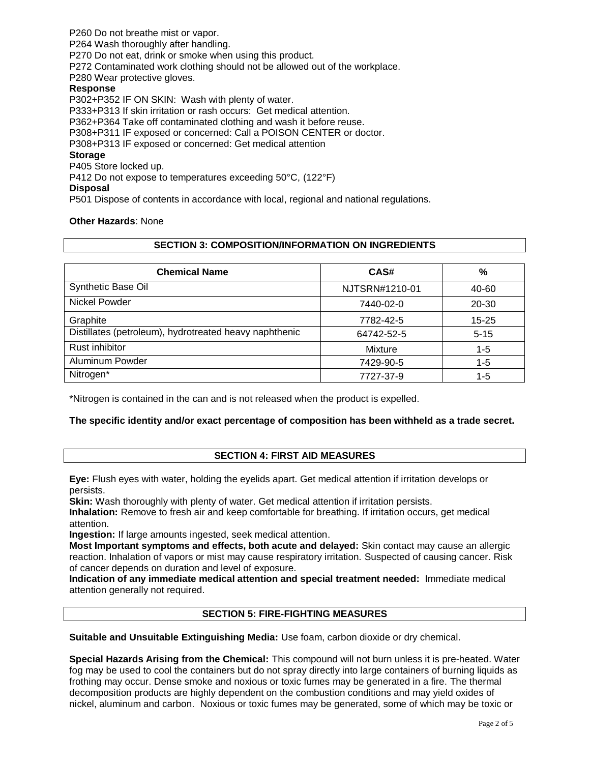P260 Do not breathe mist or vapor.
P264 Wash thoroughly after handling.
P270 Do not eat, drink or smoke when using this product.
P272 Contaminated work clothing should not be allowed out of the workplace.
P280 Wear protective gloves.

**Response**

P302+P352 IF ON SKIN: Wash with plenty of water.
P333+P313 If skin irritation or rash occurs: Get medical attention.
P362+P364 Take off contaminated clothing and wash it before reuse.
P308+P311 IF exposed or concerned: Call a POISON CENTER or doctor.
P308+P313 IF exposed or concerned: Get medical attention

**Storage**

P405 Store locked up.
P412 Do not expose to temperatures exceeding 50°C, (122°F)

**Disposal**

P501 Dispose of contents in accordance with local, regional and national regulations.

**Other Hazards**: None

## SECTION 3: COMPOSITION/INFORMATION ON INGREDIENTS

| Chemical Name | CAS# | % |
|---|---|---|
| Synthetic Base Oil | NJTSRN#1210-01 | 40-60 |
| Nickel Powder | 7440-02-0 | 20-30 |
| Graphite | 7782-42-5 | 15-25 |
| Distillates (petroleum), hydrotreated heavy naphthenic | 64742-52-5 | 5-15 |
| Rust inhibitor | Mixture | 1-5 |
| Aluminum Powder | 7429-90-5 | 1-5 |
| Nitrogen* | 7727-37-9 | 1-5 |

*Nitrogen is contained in the can and is not released when the product is expelled.

**The specific identity and/or exact percentage of composition has been withheld as a trade secret.**

## SECTION 4: FIRST AID MEASURES

**Eye:** Flush eyes with water, holding the eyelids apart. Get medical attention if irritation develops or persists.
**Skin:** Wash thoroughly with plenty of water. Get medical attention if irritation persists.
**Inhalation:** Remove to fresh air and keep comfortable for breathing. If irritation occurs, get medical attention.
**Ingestion:** If large amounts ingested, seek medical attention.
**Most Important symptoms and effects, both acute and delayed:** Skin contact may cause an allergic reaction. Inhalation of vapors or mist may cause respiratory irritation. Suspected of causing cancer. Risk of cancer depends on duration and level of exposure.
**Indication of any immediate medical attention and special treatment needed:** Immediate medical attention generally not required.

## SECTION 5: FIRE-FIGHTING MEASURES

**Suitable and Unsuitable Extinguishing Media:** Use foam, carbon dioxide or dry chemical.

**Special Hazards Arising from the Chemical:** This compound will not burn unless it is pre-heated. Water fog may be used to cool the containers but do not spray directly into large containers of burning liquids as frothing may occur. Dense smoke and noxious or toxic fumes may be generated in a fire. The thermal decomposition products are highly dependent on the combustion conditions and may yield oxides of nickel, aluminum and carbon. Noxious or toxic fumes may be generated, some of which may be toxic or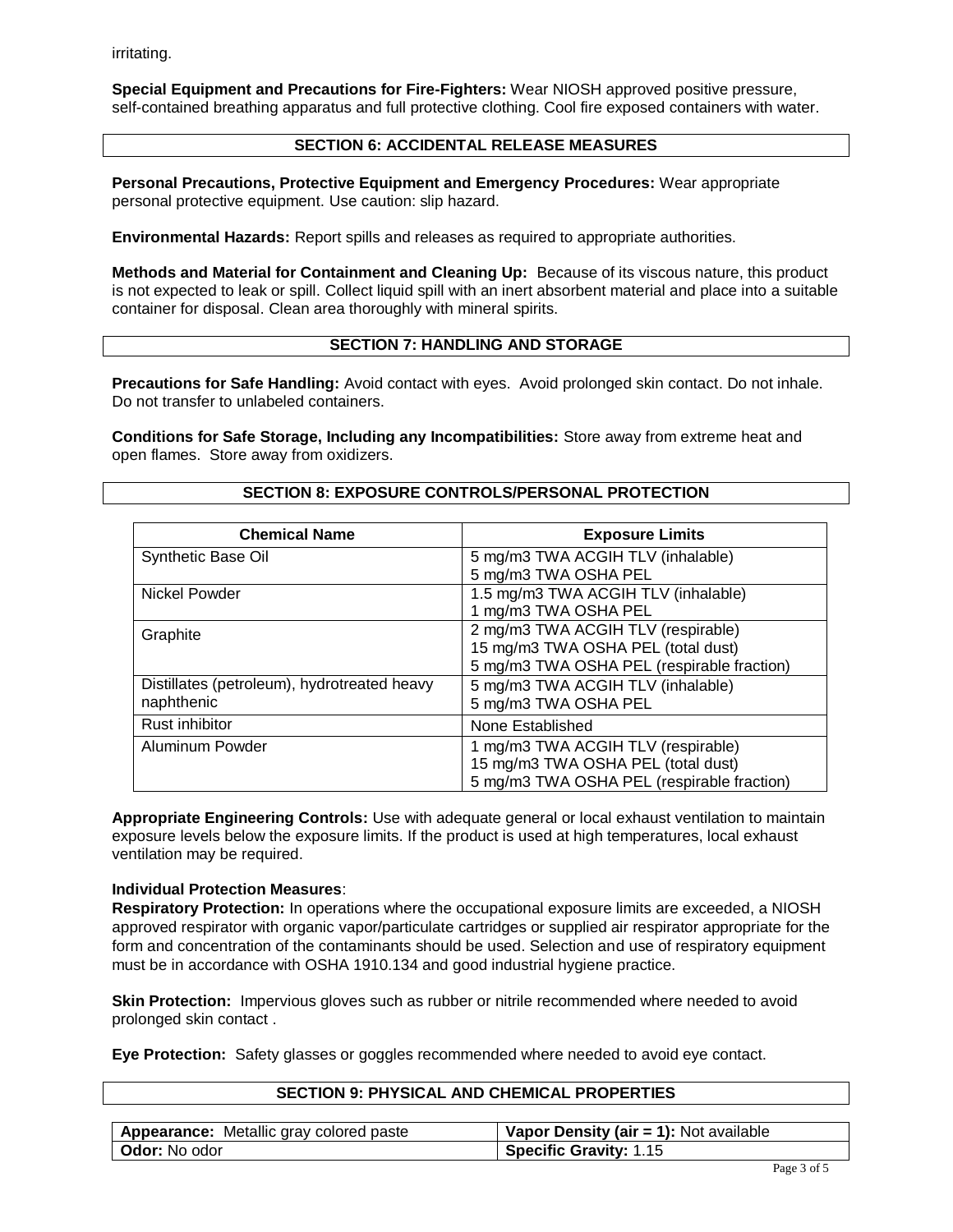irritating.

**Special Equipment and Precautions for Fire-Fighters:** Wear NIOSH approved positive pressure, self-contained breathing apparatus and full protective clothing. Cool fire exposed containers with water.

## SECTION 6: ACCIDENTAL RELEASE MEASURES

**Personal Precautions, Protective Equipment and Emergency Procedures:** Wear appropriate personal protective equipment. Use caution: slip hazard.

**Environmental Hazards:** Report spills and releases as required to appropriate authorities.

**Methods and Material for Containment and Cleaning Up:** Because of its viscous nature, this product is not expected to leak or spill. Collect liquid spill with an inert absorbent material and place into a suitable container for disposal. Clean area thoroughly with mineral spirits.

## SECTION 7: HANDLING AND STORAGE

**Precautions for Safe Handling:** Avoid contact with eyes. Avoid prolonged skin contact. Do not inhale. Do not transfer to unlabeled containers.

**Conditions for Safe Storage, Including any Incompatibilities:** Store away from extreme heat and open flames. Store away from oxidizers.

## SECTION 8: EXPOSURE CONTROLS/PERSONAL PROTECTION

| Chemical Name | Exposure Limits |
|---|---|
| Synthetic Base Oil | 5 mg/m3 TWA ACGIH TLV (inhalable)<br>5 mg/m3 TWA OSHA PEL |
| Nickel Powder | 1.5 mg/m3 TWA ACGIH TLV (inhalable)<br>1 mg/m3 TWA OSHA PEL |
| Graphite | 2 mg/m3 TWA ACGIH TLV (respirable)<br>15 mg/m3 TWA OSHA PEL (total dust)<br>5 mg/m3 TWA OSHA PEL (respirable fraction) |
| Distillates (petroleum), hydrotreated heavy naphthenic | 5 mg/m3 TWA ACGIH TLV (inhalable)<br>5 mg/m3 TWA OSHA PEL |
| Rust inhibitor | None Established |
| Aluminum Powder | 1 mg/m3 TWA ACGIH TLV (respirable)<br>15 mg/m3 TWA OSHA PEL (total dust)<br>5 mg/m3 TWA OSHA PEL (respirable fraction) |

**Appropriate Engineering Controls:** Use with adequate general or local exhaust ventilation to maintain exposure levels below the exposure limits. If the product is used at high temperatures, local exhaust ventilation may be required.

**Individual Protection Measures**:

**Respiratory Protection:** In operations where the occupational exposure limits are exceeded, a NIOSH approved respirator with organic vapor/particulate cartridges or supplied air respirator appropriate for the form and concentration of the contaminants should be used. Selection and use of respiratory equipment must be in accordance with OSHA 1910.134 and good industrial hygiene practice.

**Skin Protection:** Impervious gloves such as rubber or nitrile recommended where needed to avoid prolonged skin contact .

**Eye Protection:** Safety glasses or goggles recommended where needed to avoid eye contact.

## SECTION 9: PHYSICAL AND CHEMICAL PROPERTIES

| | |
|---|---|
| **Appearance:** Metallic gray colored paste | **Vapor Density (air = 1):** Not available |
| **Odor:** No odor | **Specific Gravity:** 1.15 |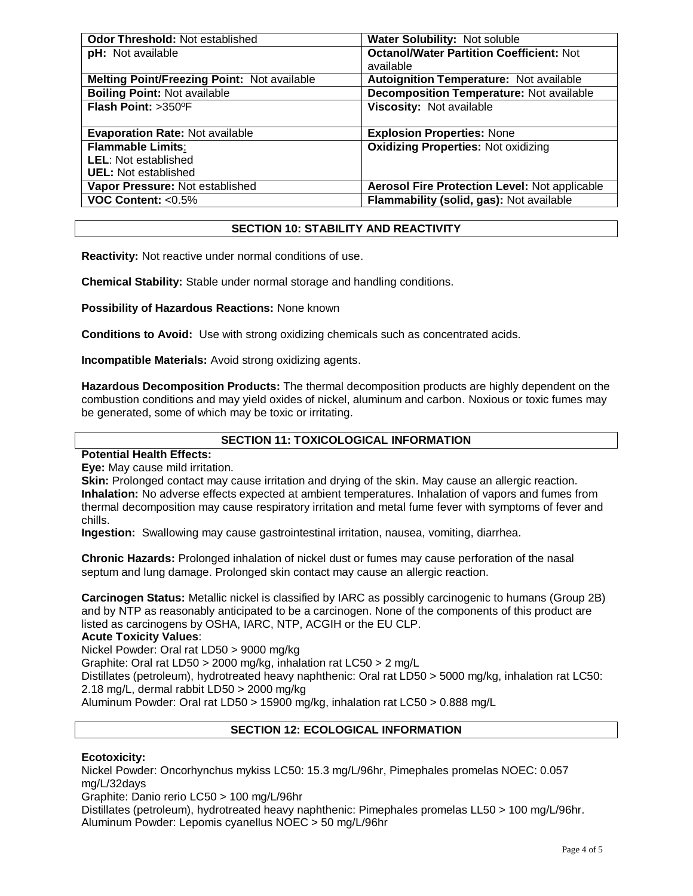| **Odor Threshold:** Not established | **Water Solubility:** Not soluble |
|---|---|
| **pH:** Not available | **Octanol/Water Partition Coefficient:** Not available |
| **Melting Point/Freezing Point:** Not available | **Autoignition Temperature:** Not available |
| **Boiling Point:** Not available | **Decomposition Temperature:** Not available |
| **Flash Point:** >350ºF | **Viscosity:** Not available |
| **Evaporation Rate:** Not available | **Explosion Properties:** None |
| **Flammable Limits:**<br>**LEL:** Not established<br>**UEL:** Not established | **Oxidizing Properties:** Not oxidizing |
| **Vapor Pressure:** Not established | **Aerosol Fire Protection Level:** Not applicable |
| **VOC Content:** <0.5% | **Flammability (solid, gas):** Not available |

## SECTION 10: STABILITY AND REACTIVITY

**Reactivity:** Not reactive under normal conditions of use.

**Chemical Stability:** Stable under normal storage and handling conditions.

**Possibility of Hazardous Reactions:** None known

**Conditions to Avoid:** Use with strong oxidizing chemicals such as concentrated acids.

**Incompatible Materials:** Avoid strong oxidizing agents.

**Hazardous Decomposition Products:** The thermal decomposition products are highly dependent on the combustion conditions and may yield oxides of nickel, aluminum and carbon. Noxious or toxic fumes may be generated, some of which may be toxic or irritating.

## SECTION 11: TOXICOLOGICAL INFORMATION

**Potential Health Effects:**
**Eye:** May cause mild irritation.
**Skin:** Prolonged contact may cause irritation and drying of the skin. May cause an allergic reaction.
**Inhalation:** No adverse effects expected at ambient temperatures. Inhalation of vapors and fumes from thermal decomposition may cause respiratory irritation and metal fume fever with symptoms of fever and chills.
**Ingestion:** Swallowing may cause gastrointestinal irritation, nausea, vomiting, diarrhea.

**Chronic Hazards:** Prolonged inhalation of nickel dust or fumes may cause perforation of the nasal septum and lung damage. Prolonged skin contact may cause an allergic reaction.

**Carcinogen Status:** Metallic nickel is classified by IARC as possibly carcinogenic to humans (Group 2B) and by NTP as reasonably anticipated to be a carcinogen. None of the components of this product are listed as carcinogens by OSHA, IARC, NTP, ACGIH or the EU CLP.

**Acute Toxicity Values**:
Nickel Powder: Oral rat LD50 > 9000 mg/kg
Graphite: Oral rat LD50 > 2000 mg/kg, inhalation rat LC50 > 2 mg/L
Distillates (petroleum), hydrotreated heavy naphthenic: Oral rat LD50 > 5000 mg/kg, inhalation rat LC50: 2.18 mg/L, dermal rabbit LD50 > 2000 mg/kg
Aluminum Powder: Oral rat LD50 > 15900 mg/kg, inhalation rat LC50 > 0.888 mg/L

## SECTION 12: ECOLOGICAL INFORMATION

**Ecotoxicity:**
Nickel Powder: Oncorhynchus mykiss LC50: 15.3 mg/L/96hr, Pimephales promelas NOEC: 0.057 mg/L/32days
Graphite: Danio rerio LC50 > 100 mg/L/96hr
Distillates (petroleum), hydrotreated heavy naphthenic: Pimephales promelas LL50 > 100 mg/L/96hr.
Aluminum Powder: Lepomis cyanellus NOEC > 50 mg/L/96hr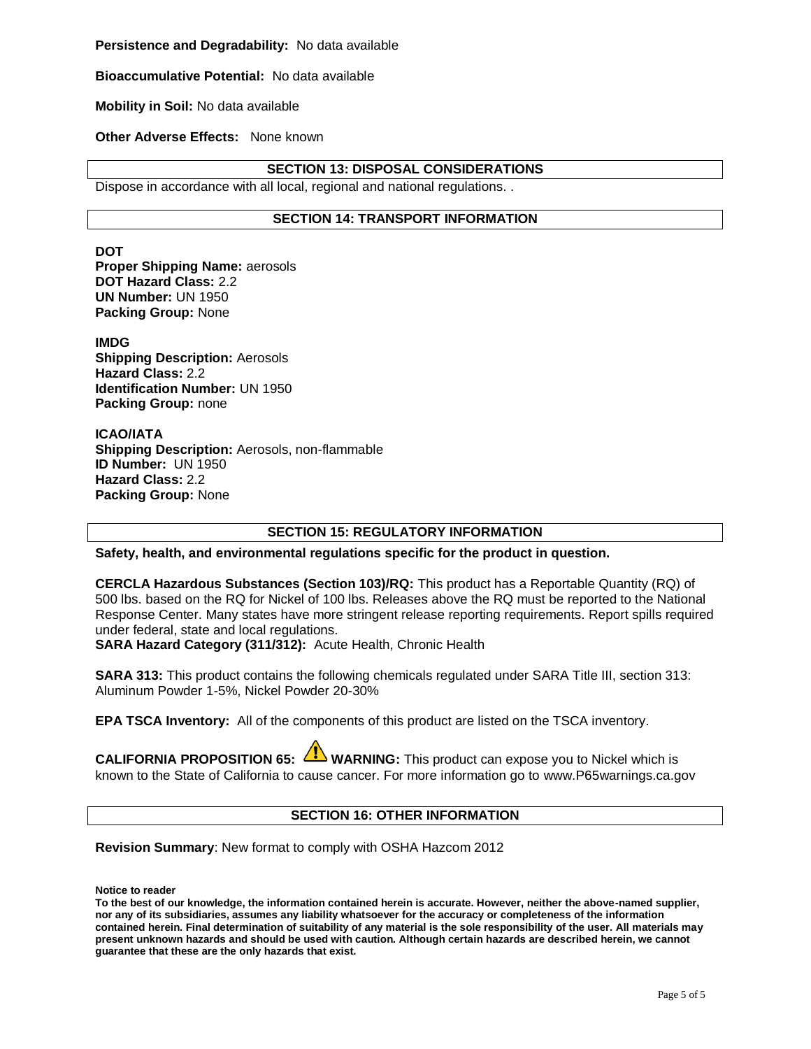**Persistence and Degradability:** No data available

**Bioaccumulative Potential:** No data available

**Mobility in Soil:** No data available

**Other Adverse Effects:** None known

## SECTION 13: DISPOSAL CONSIDERATIONS

Dispose in accordance with all local, regional and national regulations. .

## SECTION 14: TRANSPORT INFORMATION

**DOT**
**Proper Shipping Name:** aerosols
**DOT Hazard Class:** 2.2
**UN Number:** UN 1950
**Packing Group:** None

**IMDG**
**Shipping Description:** Aerosols
**Hazard Class:** 2.2
**Identification Number:** UN 1950
**Packing Group:** none

**ICAO/IATA**
**Shipping Description:** Aerosols, non-flammable
**ID Number:** UN 1950
**Hazard Class:** 2.2
**Packing Group:** None

## SECTION 15: REGULATORY INFORMATION

**Safety, health, and environmental regulations specific for the product in question.**

**CERCLA Hazardous Substances (Section 103)/RQ:** This product has a Reportable Quantity (RQ) of 500 lbs. based on the RQ for Nickel of 100 lbs. Releases above the RQ must be reported to the National Response Center. Many states have more stringent release reporting requirements. Report spills required under federal, state and local regulations.
**SARA Hazard Category (311/312):** Acute Health, Chronic Health

**SARA 313:** This product contains the following chemicals regulated under SARA Title III, section 313: Aluminum Powder 1-5%, Nickel Powder 20-30%

**EPA TSCA Inventory:** All of the components of this product are listed on the TSCA inventory.

**CALIFORNIA PROPOSITION 65:** ⚠ **WARNING:** This product can expose you to Nickel which is known to the State of California to cause cancer. For more information go to www.P65warnings.ca.gov

## SECTION 16: OTHER INFORMATION

**Revision Summary**: New format to comply with OSHA Hazcom 2012

**Notice to reader**
**To the best of our knowledge, the information contained herein is accurate. However, neither the above-named supplier, nor any of its subsidiaries, assumes any liability whatsoever for the accuracy or completeness of the information contained herein. Final determination of suitability of any material is the sole responsibility of the user. All materials may present unknown hazards and should be used with caution. Although certain hazards are described herein, we cannot guarantee that these are the only hazards that exist.**